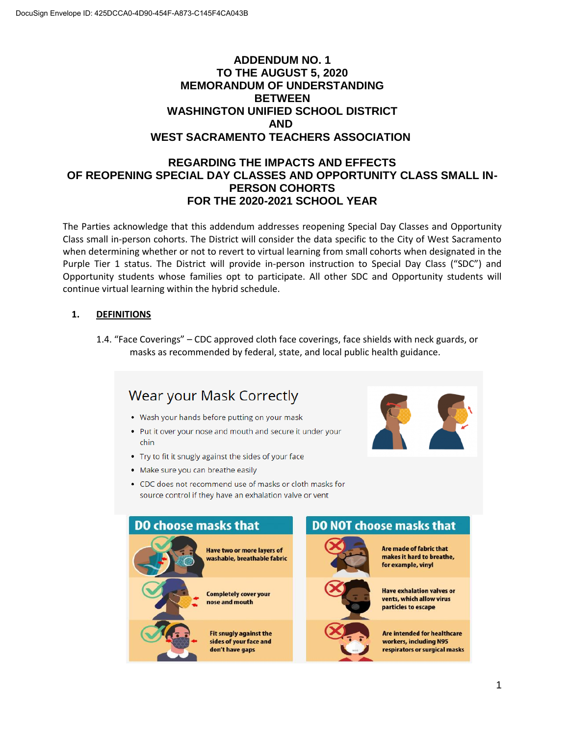# ADDENDUM NO. 1
# TO THE AUGUST 5, 2020
# MEMORANDUM OF UNDERSTANDING
# BETWEEN
# WASHINGTON UNIFIED SCHOOL DISTRICT
# AND
# WEST SACRAMENTO TEACHERS ASSOCIATION

## REGARDING THE IMPACTS AND EFFECTS OF REOPENING SPECIAL DAY CLASSES AND OPPORTUNITY CLASS SMALL IN-PERSON COHORTS FOR THE 2020-2021 SCHOOL YEAR

The Parties acknowledge that this addendum addresses reopening Special Day Classes and Opportunity Class small in-person cohorts. The District will consider the data specific to the City of West Sacramento when determining whether or not to revert to virtual learning from small cohorts when designated in the Purple Tier 1 status. The District will provide in-person instruction to Special Day Class ("SDC") and Opportunity students whose families opt to participate. All other SDC and Opportunity students will continue virtual learning within the hybrid schedule.

1. **<u>DEFINITIONS</u>**

1.4. "Face Coverings" – CDC approved cloth face coverings, face shields with neck guards, or masks as recommended by federal, state, and local public health guidance.

### Wear your Mask Correctly

- Wash your hands before putting on your mask
- Put it over your nose and mouth and secure it under your chin
- Try to fit it snugly against the sides of your face
- Make sure you can breathe easily
- CDC does not recommend use of masks or cloth masks for source control if they have an exhalation valve or vent

| DO choose masks that | DO NOT choose masks that |
| --- | --- |
| Have two or more layers of washable, breathable fabric | Are made of fabric that makes it hard to breathe, for example, vinyl |
| Completely cover your nose and mouth | Have exhalation valves or vents, which allow virus particles to escape |
| Fit snugly against the sides of your face and don't have gaps | Are intended for healthcare workers, including N95 respirators or surgical masks |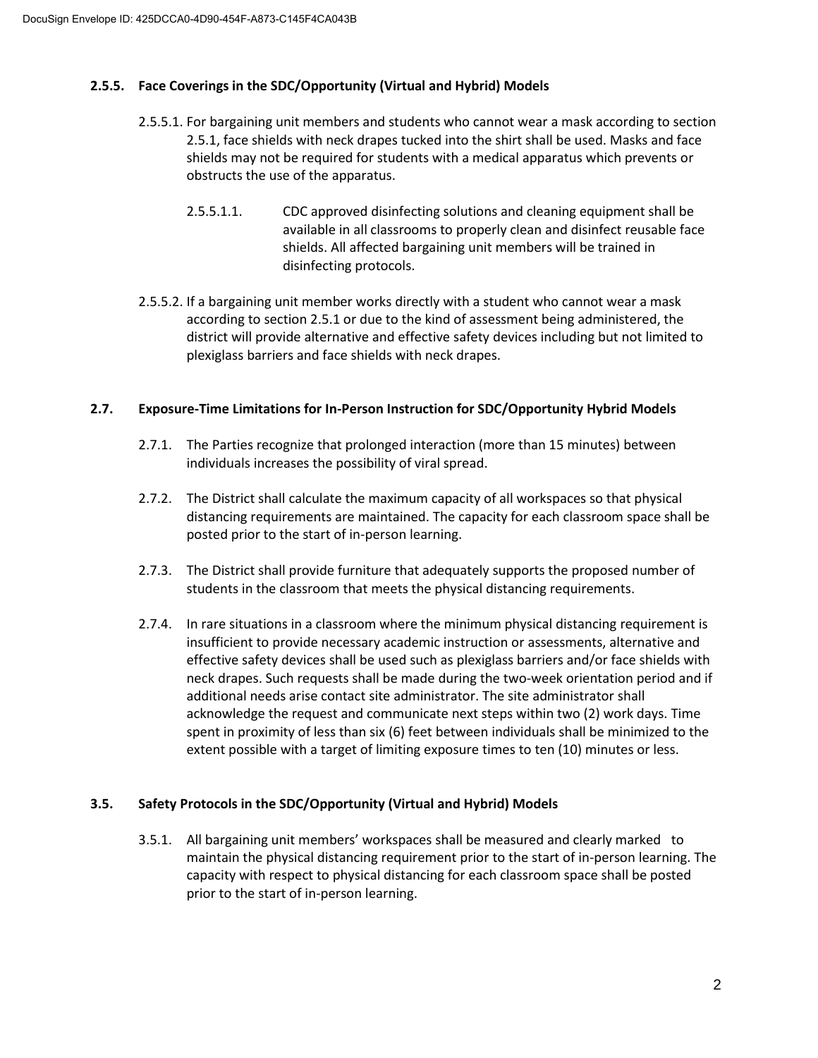### 2.5.5. Face Coverings in the SDC/Opportunity (Virtual and Hybrid) Models

2.5.5.1. For bargaining unit members and students who cannot wear a mask according to section 2.5.1, face shields with neck drapes tucked into the shirt shall be used. Masks and face shields may not be required for students with a medical apparatus which prevents or obstructs the use of the apparatus.

2.5.5.1.1. CDC approved disinfecting solutions and cleaning equipment shall be available in all classrooms to properly clean and disinfect reusable face shields. All affected bargaining unit members will be trained in disinfecting protocols.

2.5.5.2. If a bargaining unit member works directly with a student who cannot wear a mask according to section 2.5.1 or due to the kind of assessment being administered, the district will provide alternative and effective safety devices including but not limited to plexiglass barriers and face shields with neck drapes.

### 2.7. Exposure-Time Limitations for In-Person Instruction for SDC/Opportunity Hybrid Models

2.7.1. The Parties recognize that prolonged interaction (more than 15 minutes) between individuals increases the possibility of viral spread.

2.7.2. The District shall calculate the maximum capacity of all workspaces so that physical distancing requirements are maintained. The capacity for each classroom space shall be posted prior to the start of in-person learning.

2.7.3. The District shall provide furniture that adequately supports the proposed number of students in the classroom that meets the physical distancing requirements.

2.7.4. In rare situations in a classroom where the minimum physical distancing requirement is insufficient to provide necessary academic instruction or assessments, alternative and effective safety devices shall be used such as plexiglass barriers and/or face shields with neck drapes. Such requests shall be made during the two-week orientation period and if additional needs arise contact site administrator. The site administrator shall acknowledge the request and communicate next steps within two (2) work days. Time spent in proximity of less than six (6) feet between individuals shall be minimized to the extent possible with a target of limiting exposure times to ten (10) minutes or less.

### 3.5. Safety Protocols in the SDC/Opportunity (Virtual and Hybrid) Models

3.5.1. All bargaining unit members' workspaces shall be measured and clearly marked to maintain the physical distancing requirement prior to the start of in-person learning. The capacity with respect to physical distancing for each classroom space shall be posted prior to the start of in-person learning.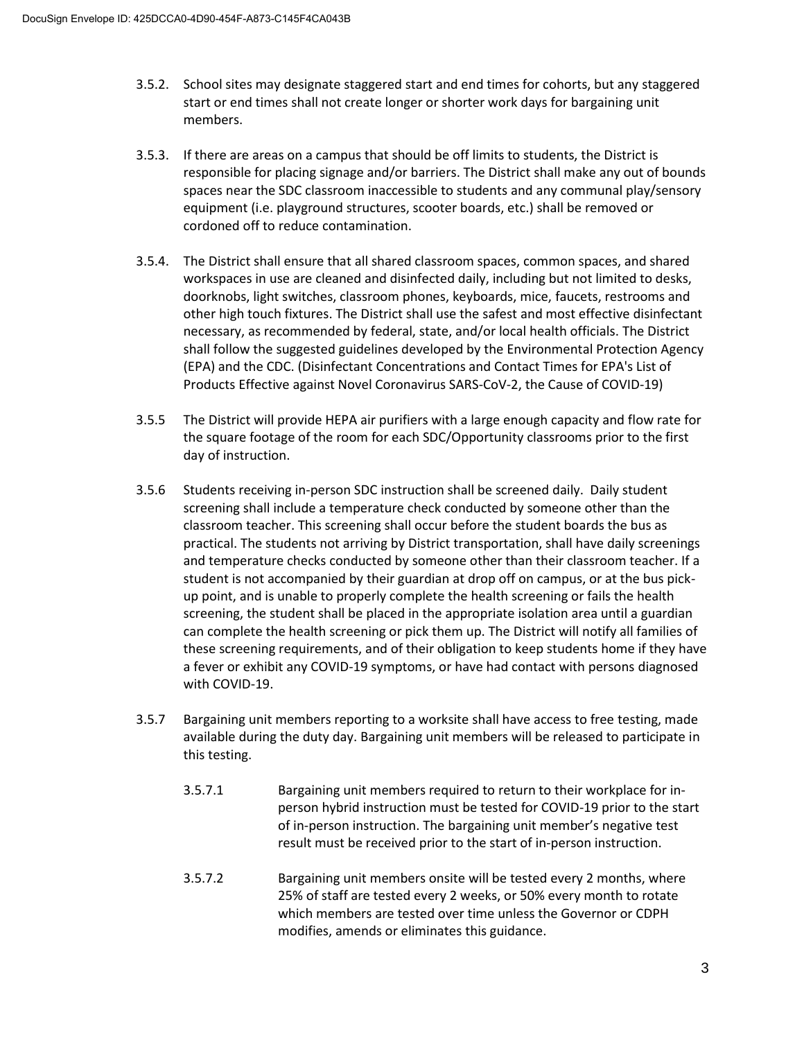3.5.2. School sites may designate staggered start and end times for cohorts, but any staggered start or end times shall not create longer or shorter work days for bargaining unit members.

3.5.3. If there are areas on a campus that should be off limits to students, the District is responsible for placing signage and/or barriers. The District shall make any out of bounds spaces near the SDC classroom inaccessible to students and any communal play/sensory equipment (i.e. playground structures, scooter boards, etc.) shall be removed or cordoned off to reduce contamination.

3.5.4. The District shall ensure that all shared classroom spaces, common spaces, and shared workspaces in use are cleaned and disinfected daily, including but not limited to desks, doorknobs, light switches, classroom phones, keyboards, mice, faucets, restrooms and other high touch fixtures. The District shall use the safest and most effective disinfectant necessary, as recommended by federal, state, and/or local health officials. The District shall follow the suggested guidelines developed by the Environmental Protection Agency (EPA) and the CDC. (Disinfectant Concentrations and Contact Times for EPA's List of Products Effective against Novel Coronavirus SARS-CoV-2, the Cause of COVID-19)

3.5.5 The District will provide HEPA air purifiers with a large enough capacity and flow rate for the square footage of the room for each SDC/Opportunity classrooms prior to the first day of instruction.

3.5.6 Students receiving in-person SDC instruction shall be screened daily. Daily student screening shall include a temperature check conducted by someone other than the classroom teacher. This screening shall occur before the student boards the bus as practical. The students not arriving by District transportation, shall have daily screenings and temperature checks conducted by someone other than their classroom teacher. If a student is not accompanied by their guardian at drop off on campus, or at the bus pick-up point, and is unable to properly complete the health screening or fails the health screening, the student shall be placed in the appropriate isolation area until a guardian can complete the health screening or pick them up. The District will notify all families of these screening requirements, and of their obligation to keep students home if they have a fever or exhibit any COVID-19 symptoms, or have had contact with persons diagnosed with COVID-19.

3.5.7 Bargaining unit members reporting to a worksite shall have access to free testing, made available during the duty day. Bargaining unit members will be released to participate in this testing.

3.5.7.1 Bargaining unit members required to return to their workplace for in-person hybrid instruction must be tested for COVID-19 prior to the start of in-person instruction. The bargaining unit member's negative test result must be received prior to the start of in-person instruction.

3.5.7.2 Bargaining unit members onsite will be tested every 2 months, where 25% of staff are tested every 2 weeks, or 50% every month to rotate which members are tested over time unless the Governor or CDPH modifies, amends or eliminates this guidance.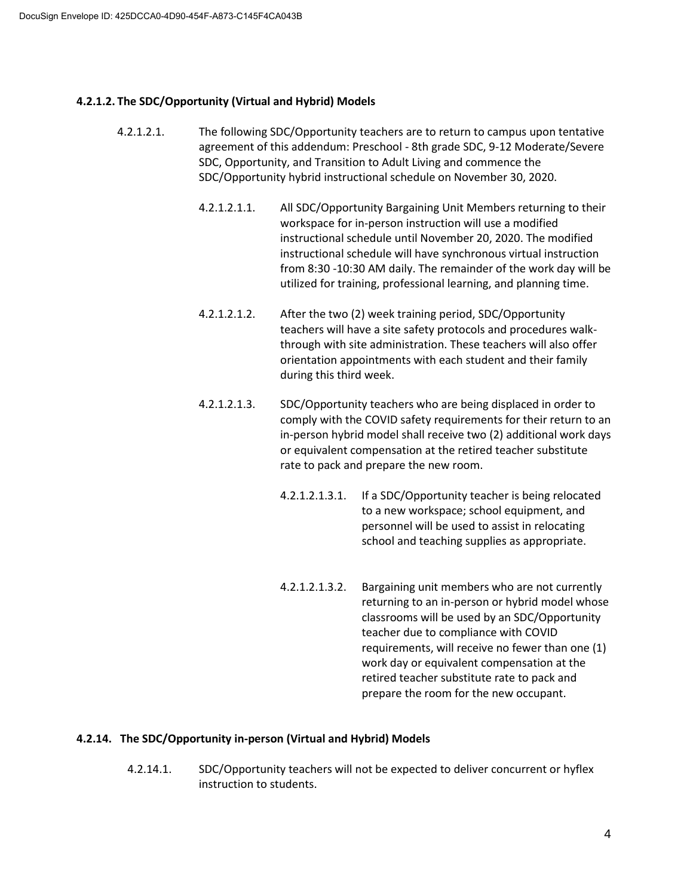DocuSign Envelope ID: 425DCCA0-4D90-454F-A873-C145F4CA043B

**4.2.1.2. The SDC/Opportunity (Virtual and Hybrid) Models**

4.2.1.2.1. The following SDC/Opportunity teachers are to return to campus upon tentative agreement of this addendum: Preschool - 8th grade SDC, 9-12 Moderate/Severe SDC, Opportunity, and Transition to Adult Living and commence the SDC/Opportunity hybrid instructional schedule on November 30, 2020.

4.2.1.2.1.1. All SDC/Opportunity Bargaining Unit Members returning to their workspace for in-person instruction will use a modified instructional schedule until November 20, 2020. The modified instructional schedule will have synchronous virtual instruction from 8:30 -10:30 AM daily. The remainder of the work day will be utilized for training, professional learning, and planning time.

4.2.1.2.1.2. After the two (2) week training period, SDC/Opportunity teachers will have a site safety protocols and procedures walk-through with site administration. These teachers will also offer orientation appointments with each student and their family during this third week.

4.2.1.2.1.3. SDC/Opportunity teachers who are being displaced in order to comply with the COVID safety requirements for their return to an in-person hybrid model shall receive two (2) additional work days or equivalent compensation at the retired teacher substitute rate to pack and prepare the new room.

4.2.1.2.1.3.1. If a SDC/Opportunity teacher is being relocated to a new workspace; school equipment, and personnel will be used to assist in relocating school and teaching supplies as appropriate.

4.2.1.2.1.3.2. Bargaining unit members who are not currently returning to an in-person or hybrid model whose classrooms will be used by an SDC/Opportunity teacher due to compliance with COVID requirements, will receive no fewer than one (1) work day or equivalent compensation at the retired teacher substitute rate to pack and prepare the room for the new occupant.

**4.2.14. The SDC/Opportunity in-person (Virtual and Hybrid) Models**

4.2.14.1. SDC/Opportunity teachers will not be expected to deliver concurrent or hyflex instruction to students.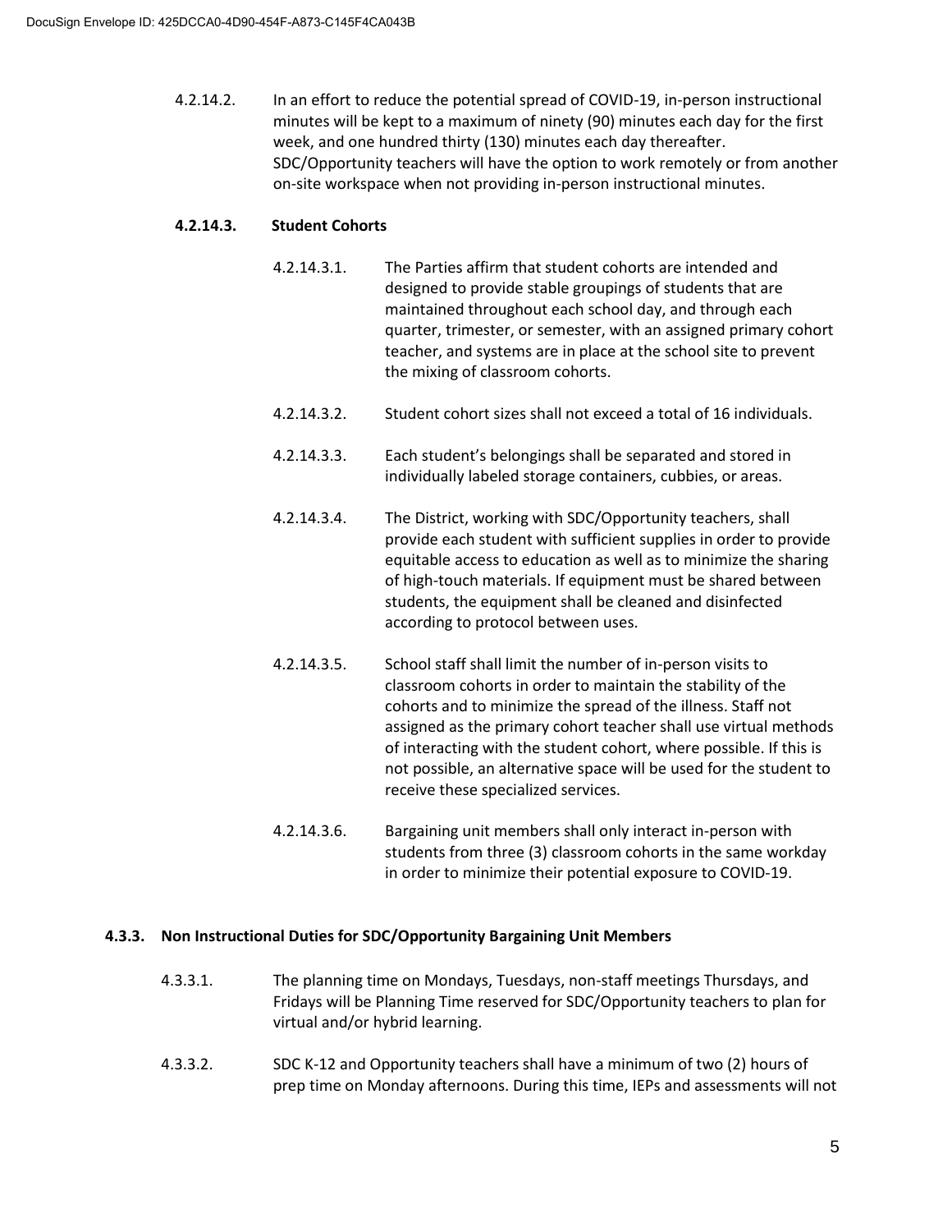4.2.14.2. In an effort to reduce the potential spread of COVID-19, in-person instructional minutes will be kept to a maximum of ninety (90) minutes each day for the first week, and one hundred thirty (130) minutes each day thereafter. SDC/Opportunity teachers will have the option to work remotely or from another on-site workspace when not providing in-person instructional minutes.

**4.2.14.3. Student Cohorts**

4.2.14.3.1. The Parties affirm that student cohorts are intended and designed to provide stable groupings of students that are maintained throughout each school day, and through each quarter, trimester, or semester, with an assigned primary cohort teacher, and systems are in place at the school site to prevent the mixing of classroom cohorts.

4.2.14.3.2. Student cohort sizes shall not exceed a total of 16 individuals.

4.2.14.3.3. Each student's belongings shall be separated and stored in individually labeled storage containers, cubbies, or areas.

4.2.14.3.4. The District, working with SDC/Opportunity teachers, shall provide each student with sufficient supplies in order to provide equitable access to education as well as to minimize the sharing of high-touch materials. If equipment must be shared between students, the equipment shall be cleaned and disinfected according to protocol between uses.

4.2.14.3.5. School staff shall limit the number of in-person visits to classroom cohorts in order to maintain the stability of the cohorts and to minimize the spread of the illness. Staff not assigned as the primary cohort teacher shall use virtual methods of interacting with the student cohort, where possible. If this is not possible, an alternative space will be used for the student to receive these specialized services.

4.2.14.3.6. Bargaining unit members shall only interact in-person with students from three (3) classroom cohorts in the same workday in order to minimize their potential exposure to COVID-19.

**4.3.3. Non Instructional Duties for SDC/Opportunity Bargaining Unit Members**

4.3.3.1. The planning time on Mondays, Tuesdays, non-staff meetings Thursdays, and Fridays will be Planning Time reserved for SDC/Opportunity teachers to plan for virtual and/or hybrid learning.

4.3.3.2. SDC K-12 and Opportunity teachers shall have a minimum of two (2) hours of prep time on Monday afternoons. During this time, IEPs and assessments will not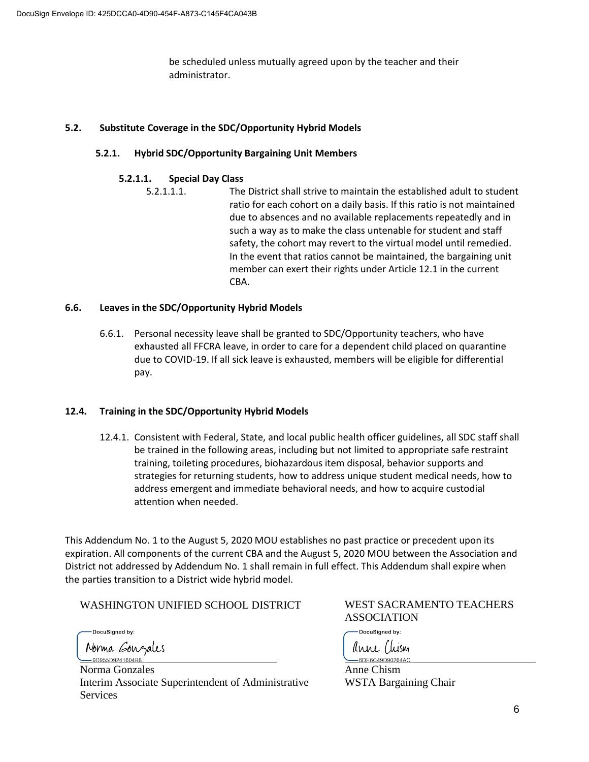be scheduled unless mutually agreed upon by the teacher and their administrator.

### 5.2. Substitute Coverage in the SDC/Opportunity Hybrid Models

#### 5.2.1. Hybrid SDC/Opportunity Bargaining Unit Members

##### 5.2.1.1. Special Day Class

5.2.1.1.1. The District shall strive to maintain the established adult to student ratio for each cohort on a daily basis. If this ratio is not maintained due to absences and no available replacements repeatedly and in such a way as to make the class untenable for student and staff safety, the cohort may revert to the virtual model until remedied. In the event that ratios cannot be maintained, the bargaining unit member can exert their rights under Article 12.1 in the current CBA.

### 6.6. Leaves in the SDC/Opportunity Hybrid Models

6.6.1. Personal necessity leave shall be granted to SDC/Opportunity teachers, who have exhausted all FFCRA leave, in order to care for a dependent child placed on quarantine due to COVID-19. If all sick leave is exhausted, members will be eligible for differential pay.

### 12.4. Training in the SDC/Opportunity Hybrid Models

12.4.1. Consistent with Federal, State, and local public health officer guidelines, all SDC staff shall be trained in the following areas, including but not limited to appropriate safe restraint training, toileting procedures, biohazardous item disposal, behavior supports and strategies for returning students, how to address unique student medical needs, how to address emergent and immediate behavioral needs, and how to acquire custodial attention when needed.

This Addendum No. 1 to the August 5, 2020 MOU establishes no past practice or precedent upon its expiration. All components of the current CBA and the August 5, 2020 MOU between the Association and District not addressed by Addendum No. 1 shall remain in full effect. This Addendum shall expire when the parties transition to a District wide hybrid model.

WASHINGTON UNIFIED SCHOOL DISTRICT

DocuSigned by:
Norma Gonzales
9D955D9241604B8

Norma Gonzales
Interim Associate Superintendent of Administrative Services

WEST SACRAMENTO TEACHERS ASSOCIATION

DocuSigned by:
Anne Chism
6DE6C49D90264AC

Anne Chism
WSTA Bargaining Chair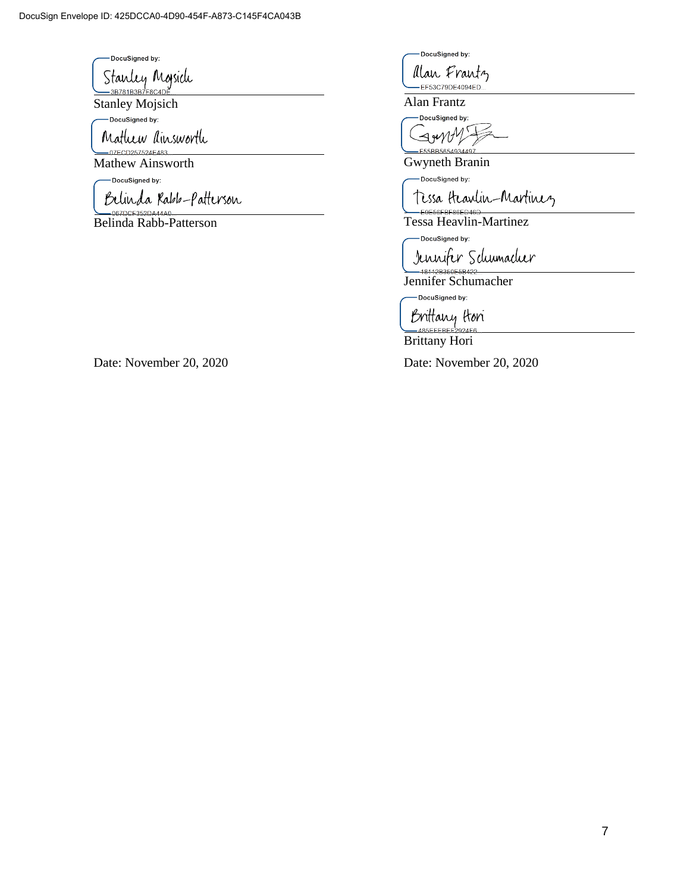DocuSign Envelope ID: 425DCCA0-4D90-454F-A873-C145F4CA043B

DocuSigned by:
Stanley Mojsich
3B781B3B7F8C4DE...

Stanley Mojsich

DocuSigned by:
Mathew Ainsworth
07ECD257524E483...

Mathew Ainsworth

DocuSigned by:
Belinda Rabb-Patterson
067DCE352DA44A0...

Belinda Rabb-Patterson

Date: November 20, 2020

DocuSigned by:
Alan Frantz
EF53C79DE4094ED...

Alan Frantz

DocuSigned by:
E55BB5654934497...

Gwyneth Branin

DocuSigned by:
Tessa Heavlin-Martinez
E9E56F8F86ED46D...

Tessa Heavlin-Martinez

DocuSigned by:
Jennifer Schumacher
181128360E5B422...

Jennifer Schumacher

DocuSigned by:
Brittany Hori
485EFEBEF2924E6...

Brittany Hori

Date: November 20, 2020